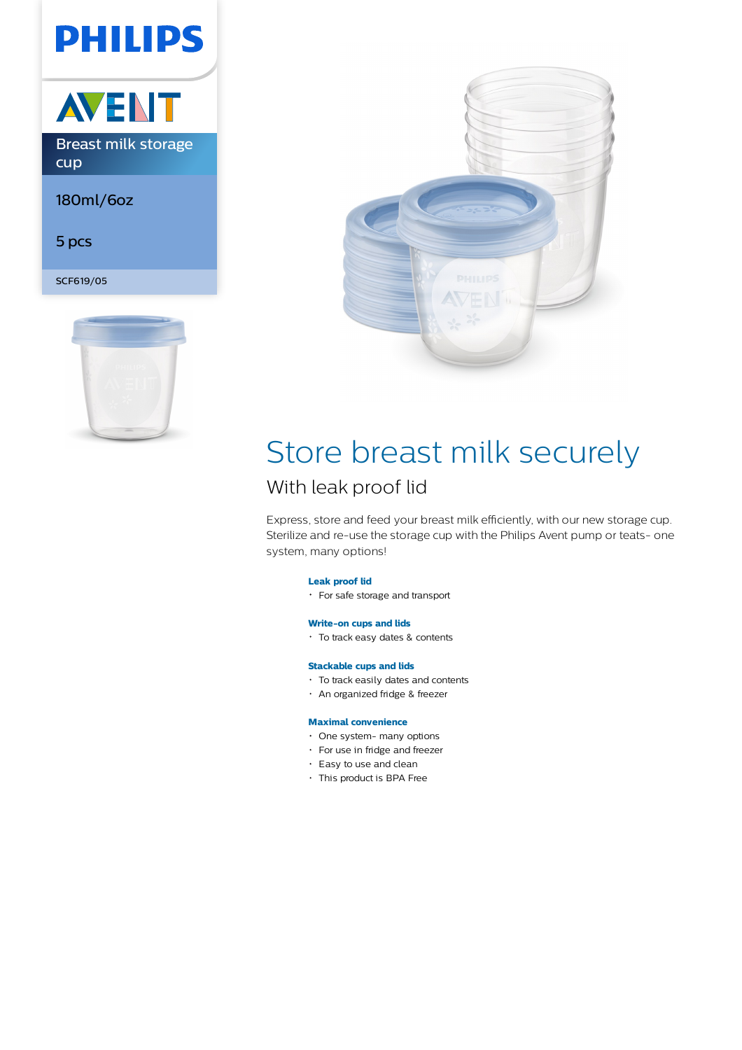PHILIPS

AVENT

Breast milk storage cup

180ml/6oz

5 pcs

SCF619/05

# Store breast milk securely

## With leak proof lid

Express, store and feed your breast milk efficiently, with our new storage cup. Sterilize and re-use the storage cup with the Philips Avent pump or teats- one system, many options!

**Leak proof lid**

- For safe storage and transport

**Write-on cups and lids**

- To track easy dates & contents

**Stackable cups and lids**

- To track easily dates and contents
- An organized fridge & freezer

**Maximal convenience**

- One system- many options
- For use in fridge and freezer
- Easy to use and clean
- This product is BPA Free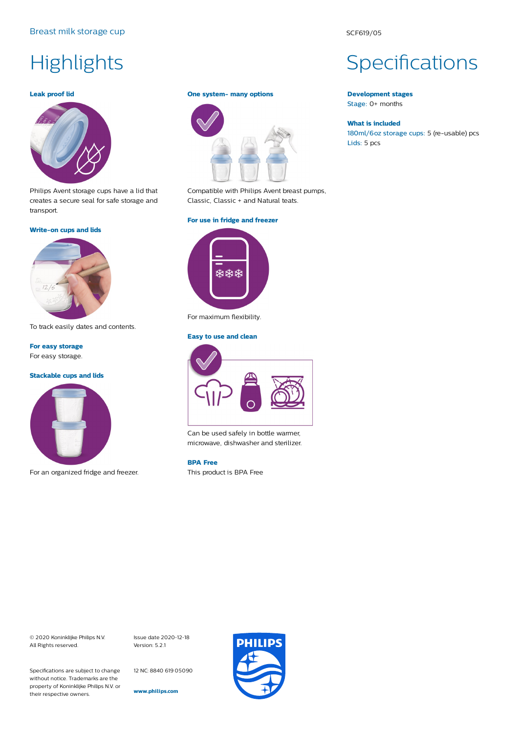Breast milk storage cup

SCF619/05

# Highlights

### Leak proof lid

Philips Avent storage cups have a lid that creates a secure seal for safe storage and transport.

### Write-on cups and lids

To track easily dates and contents.

### For easy storage

For easy storage.

### Stackable cups and lids

For an organized fridge and freezer.

### One system- many options

Compatible with Philips Avent breast pumps, Classic, Classic + and Natural teats.

### For use in fridge and freezer

For maximum flexibility.

### Easy to use and clean

Can be used safely in bottle warmer, microwave, dishwasher and sterilizer.

### BPA Free

This product is BPA Free

# Specifications

### Development stages

Stage: 0+ months

### What is included

180ml/6oz storage cups: 5 (re-usable) pcs
Lids: 5 pcs

© 2020 Koninklijke Philips N.V.
All Rights reserved.

Specifications are subject to change without notice. Trademarks are the property of Koninklijke Philips N.V. or their respective owners.

Issue date 2020-12-18
Version: 5.2.1

12 NC: 8840 619 05090

www.philips.com